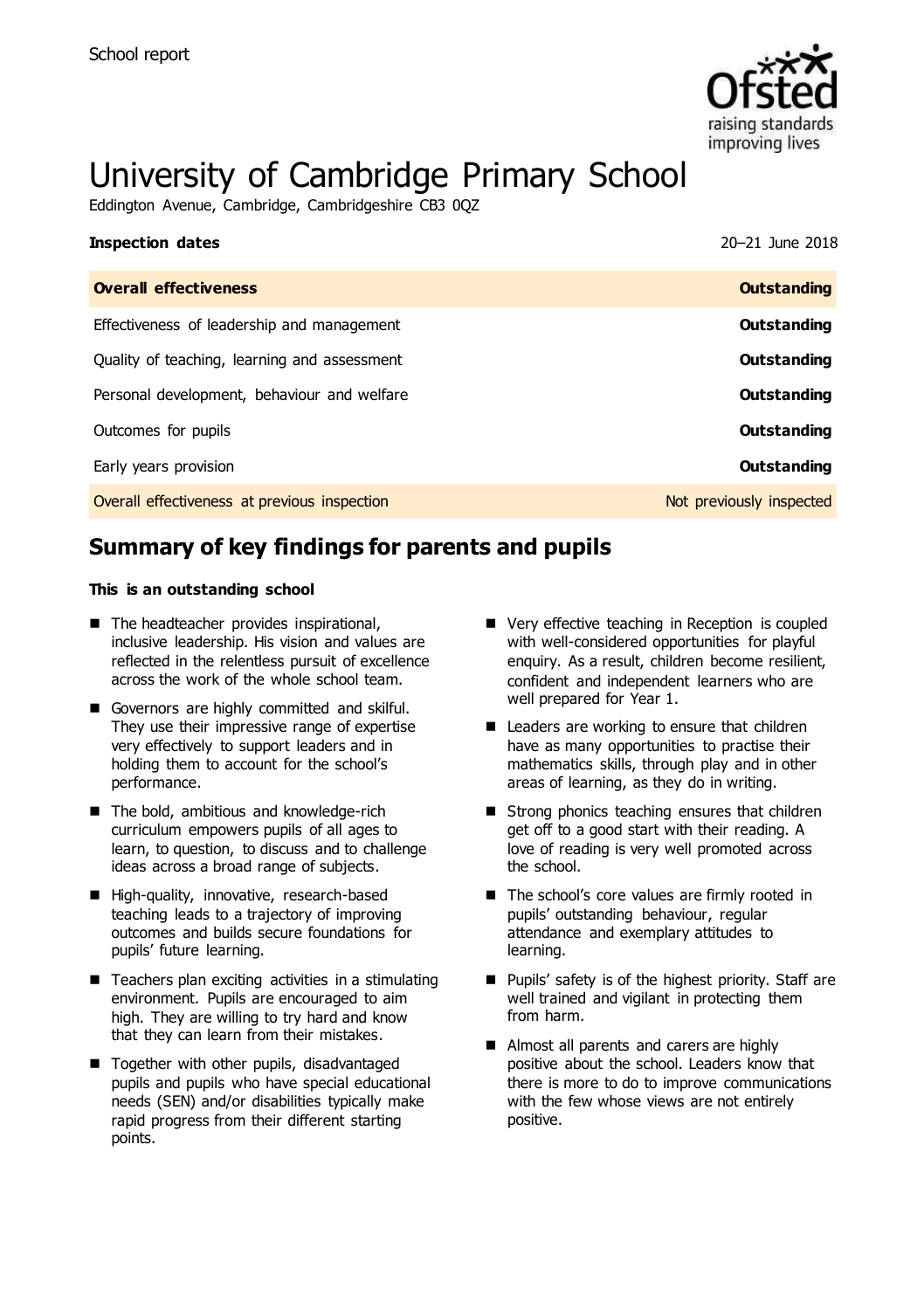School report

# University of Cambridge Primary School

Eddington Avenue, Cambridge, Cambridgeshire CB3 0QZ

**Inspection dates** 20–21 June 2018

| **Overall effectiveness** | **Outstanding** |
|---|---|
| Effectiveness of leadership and management | **Outstanding** |
| Quality of teaching, learning and assessment | **Outstanding** |
| Personal development, behaviour and welfare | **Outstanding** |
| Outcomes for pupils | **Outstanding** |
| Early years provision | **Outstanding** |
| Overall effectiveness at previous inspection | Not previously inspected |

## Summary of key findings for parents and pupils

**This is an outstanding school**

- The headteacher provides inspirational, inclusive leadership. His vision and values are reflected in the relentless pursuit of excellence across the work of the whole school team.
- Governors are highly committed and skilful. They use their impressive range of expertise very effectively to support leaders and in holding them to account for the school's performance.
- The bold, ambitious and knowledge-rich curriculum empowers pupils of all ages to learn, to question, to discuss and to challenge ideas across a broad range of subjects.
- High-quality, innovative, research-based teaching leads to a trajectory of improving outcomes and builds secure foundations for pupils' future learning.
- Teachers plan exciting activities in a stimulating environment. Pupils are encouraged to aim high. They are willing to try hard and know that they can learn from their mistakes.
- Together with other pupils, disadvantaged pupils and pupils who have special educational needs (SEN) and/or disabilities typically make rapid progress from their different starting points.
- Very effective teaching in Reception is coupled with well-considered opportunities for playful enquiry. As a result, children become resilient, confident and independent learners who are well prepared for Year 1.
- Leaders are working to ensure that children have as many opportunities to practise their mathematics skills, through play and in other areas of learning, as they do in writing.
- Strong phonics teaching ensures that children get off to a good start with their reading. A love of reading is very well promoted across the school.
- The school's core values are firmly rooted in pupils' outstanding behaviour, regular attendance and exemplary attitudes to learning.
- Pupils' safety is of the highest priority. Staff are well trained and vigilant in protecting them from harm.
- Almost all parents and carers are highly positive about the school. Leaders know that there is more to do to improve communications with the few whose views are not entirely positive.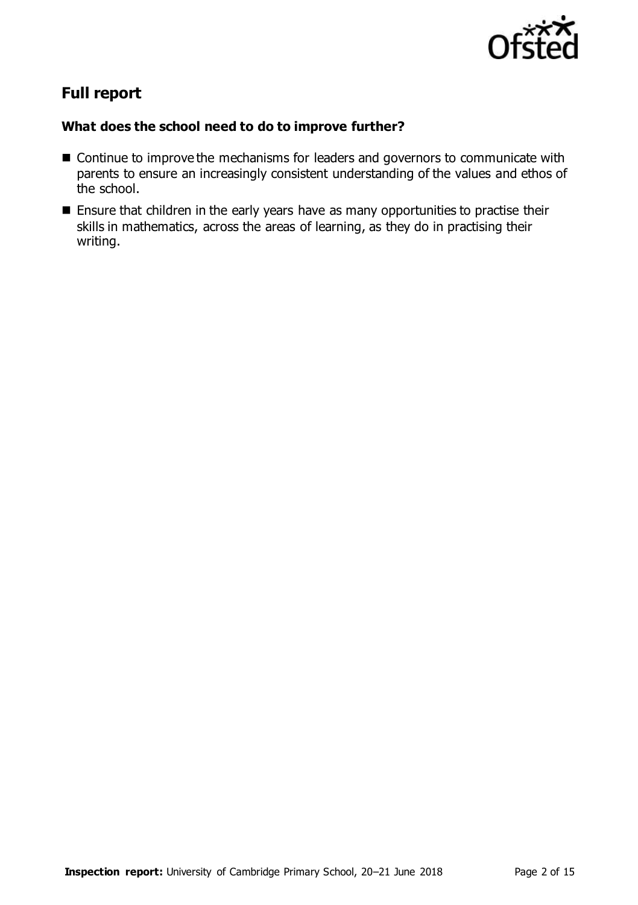## Full report

### What does the school need to do to improve further?

- Continue to improve the mechanisms for leaders and governors to communicate with parents to ensure an increasingly consistent understanding of the values and ethos of the school.
- Ensure that children in the early years have as many opportunities to practise their skills in mathematics, across the areas of learning, as they do in practising their writing.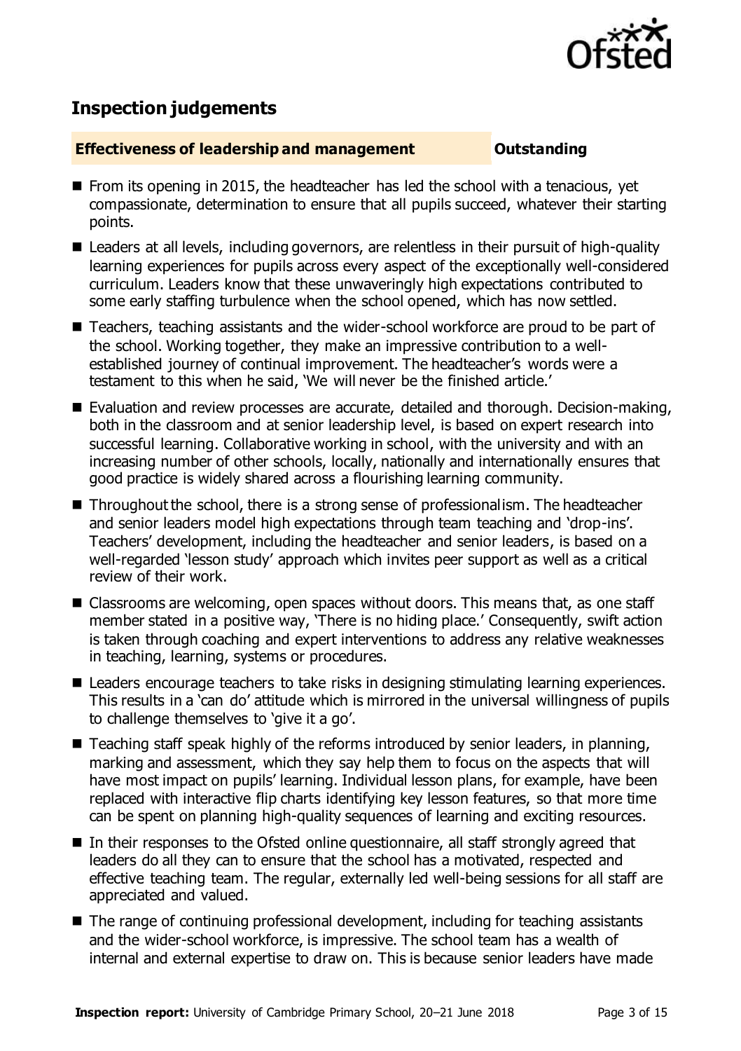## Inspection judgements

**Effectiveness of leadership and management** **Outstanding**

- From its opening in 2015, the headteacher has led the school with a tenacious, yet compassionate, determination to ensure that all pupils succeed, whatever their starting points.
- Leaders at all levels, including governors, are relentless in their pursuit of high-quality learning experiences for pupils across every aspect of the exceptionally well-considered curriculum. Leaders know that these unwaveringly high expectations contributed to some early staffing turbulence when the school opened, which has now settled.
- Teachers, teaching assistants and the wider-school workforce are proud to be part of the school. Working together, they make an impressive contribution to a well-established journey of continual improvement. The headteacher's words were a testament to this when he said, 'We will never be the finished article.'
- Evaluation and review processes are accurate, detailed and thorough. Decision-making, both in the classroom and at senior leadership level, is based on expert research into successful learning. Collaborative working in school, with the university and with an increasing number of other schools, locally, nationally and internationally ensures that good practice is widely shared across a flourishing learning community.
- Throughout the school, there is a strong sense of professionalism. The headteacher and senior leaders model high expectations through team teaching and 'drop-ins'. Teachers' development, including the headteacher and senior leaders, is based on a well-regarded 'lesson study' approach which invites peer support as well as a critical review of their work.
- Classrooms are welcoming, open spaces without doors. This means that, as one staff member stated in a positive way, 'There is no hiding place.' Consequently, swift action is taken through coaching and expert interventions to address any relative weaknesses in teaching, learning, systems or procedures.
- Leaders encourage teachers to take risks in designing stimulating learning experiences. This results in a 'can do' attitude which is mirrored in the universal willingness of pupils to challenge themselves to 'give it a go'.
- Teaching staff speak highly of the reforms introduced by senior leaders, in planning, marking and assessment, which they say help them to focus on the aspects that will have most impact on pupils' learning. Individual lesson plans, for example, have been replaced with interactive flip charts identifying key lesson features, so that more time can be spent on planning high-quality sequences of learning and exciting resources.
- In their responses to the Ofsted online questionnaire, all staff strongly agreed that leaders do all they can to ensure that the school has a motivated, respected and effective teaching team. The regular, externally led well-being sessions for all staff are appreciated and valued.
- The range of continuing professional development, including for teaching assistants and the wider-school workforce, is impressive. The school team has a wealth of internal and external expertise to draw on. This is because senior leaders have made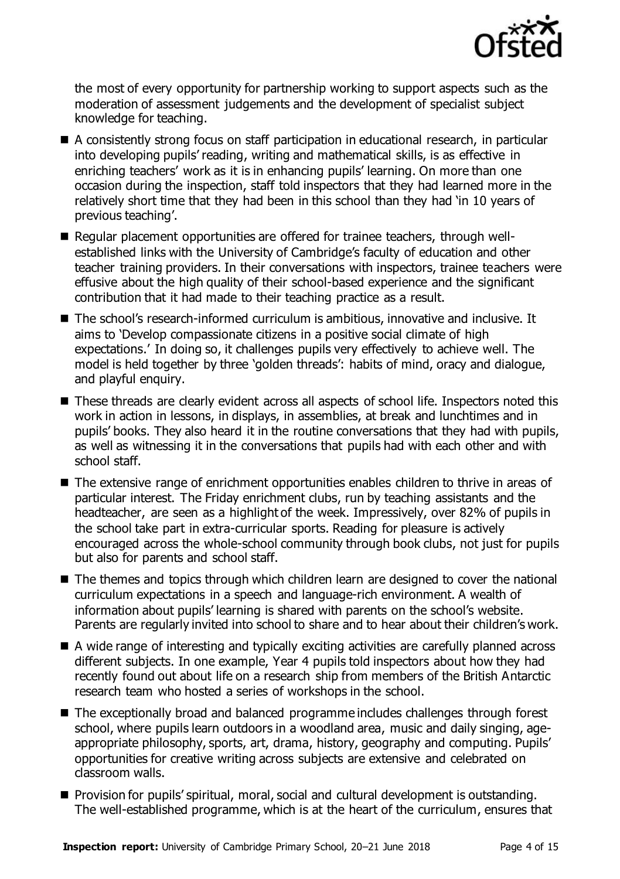the most of every opportunity for partnership working to support aspects such as the moderation of assessment judgements and the development of specialist subject knowledge for teaching.

- A consistently strong focus on staff participation in educational research, in particular into developing pupils' reading, writing and mathematical skills, is as effective in enriching teachers' work as it is in enhancing pupils' learning. On more than one occasion during the inspection, staff told inspectors that they had learned more in the relatively short time that they had been in this school than they had 'in 10 years of previous teaching'.
- Regular placement opportunities are offered for trainee teachers, through well-established links with the University of Cambridge's faculty of education and other teacher training providers. In their conversations with inspectors, trainee teachers were effusive about the high quality of their school-based experience and the significant contribution that it had made to their teaching practice as a result.
- The school's research-informed curriculum is ambitious, innovative and inclusive. It aims to 'Develop compassionate citizens in a positive social climate of high expectations.' In doing so, it challenges pupils very effectively to achieve well. The model is held together by three 'golden threads': habits of mind, oracy and dialogue, and playful enquiry.
- These threads are clearly evident across all aspects of school life. Inspectors noted this work in action in lessons, in displays, in assemblies, at break and lunchtimes and in pupils' books. They also heard it in the routine conversations that they had with pupils, as well as witnessing it in the conversations that pupils had with each other and with school staff.
- The extensive range of enrichment opportunities enables children to thrive in areas of particular interest. The Friday enrichment clubs, run by teaching assistants and the headteacher, are seen as a highlight of the week. Impressively, over 82% of pupils in the school take part in extra-curricular sports. Reading for pleasure is actively encouraged across the whole-school community through book clubs, not just for pupils but also for parents and school staff.
- The themes and topics through which children learn are designed to cover the national curriculum expectations in a speech and language-rich environment. A wealth of information about pupils' learning is shared with parents on the school's website. Parents are regularly invited into school to share and to hear about their children's work.
- A wide range of interesting and typically exciting activities are carefully planned across different subjects. In one example, Year 4 pupils told inspectors about how they had recently found out about life on a research ship from members of the British Antarctic research team who hosted a series of workshops in the school.
- The exceptionally broad and balanced programme includes challenges through forest school, where pupils learn outdoors in a woodland area, music and daily singing, age-appropriate philosophy, sports, art, drama, history, geography and computing. Pupils' opportunities for creative writing across subjects are extensive and celebrated on classroom walls.
- Provision for pupils' spiritual, moral, social and cultural development is outstanding. The well-established programme, which is at the heart of the curriculum, ensures that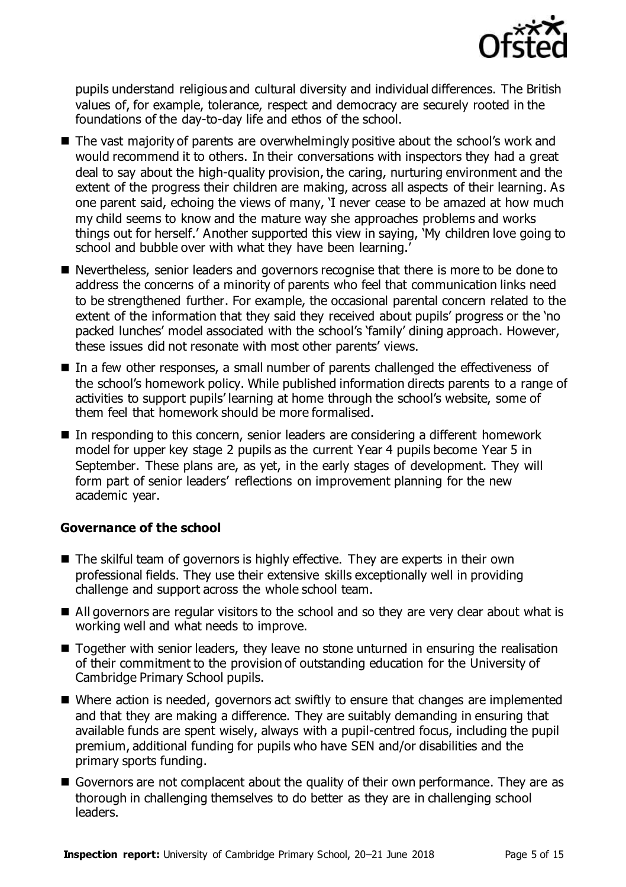pupils understand religious and cultural diversity and individual differences. The British values of, for example, tolerance, respect and democracy are securely rooted in the foundations of the day-to-day life and ethos of the school.

- The vast majority of parents are overwhelmingly positive about the school's work and would recommend it to others. In their conversations with inspectors they had a great deal to say about the high-quality provision, the caring, nurturing environment and the extent of the progress their children are making, across all aspects of their learning. As one parent said, echoing the views of many, 'I never cease to be amazed at how much my child seems to know and the mature way she approaches problems and works things out for herself.' Another supported this view in saying, 'My children love going to school and bubble over with what they have been learning.'
- Nevertheless, senior leaders and governors recognise that there is more to be done to address the concerns of a minority of parents who feel that communication links need to be strengthened further. For example, the occasional parental concern related to the extent of the information that they said they received about pupils' progress or the 'no packed lunches' model associated with the school's 'family' dining approach. However, these issues did not resonate with most other parents' views.
- In a few other responses, a small number of parents challenged the effectiveness of the school's homework policy. While published information directs parents to a range of activities to support pupils' learning at home through the school's website, some of them feel that homework should be more formalised.
- In responding to this concern, senior leaders are considering a different homework model for upper key stage 2 pupils as the current Year 4 pupils become Year 5 in September. These plans are, as yet, in the early stages of development. They will form part of senior leaders' reflections on improvement planning for the new academic year.

### Governance of the school

- The skilful team of governors is highly effective. They are experts in their own professional fields. They use their extensive skills exceptionally well in providing challenge and support across the whole school team.
- All governors are regular visitors to the school and so they are very clear about what is working well and what needs to improve.
- Together with senior leaders, they leave no stone unturned in ensuring the realisation of their commitment to the provision of outstanding education for the University of Cambridge Primary School pupils.
- Where action is needed, governors act swiftly to ensure that changes are implemented and that they are making a difference. They are suitably demanding in ensuring that available funds are spent wisely, always with a pupil-centred focus, including the pupil premium, additional funding for pupils who have SEN and/or disabilities and the primary sports funding.
- Governors are not complacent about the quality of their own performance. They are as thorough in challenging themselves to do better as they are in challenging school leaders.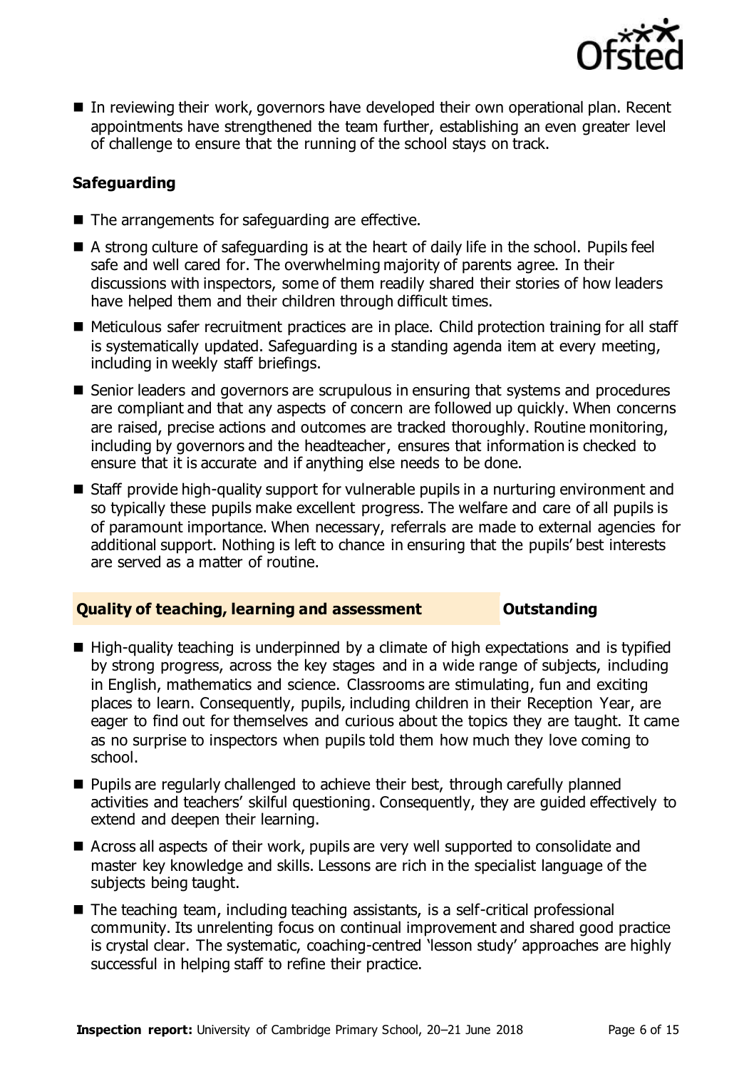- In reviewing their work, governors have developed their own operational plan. Recent appointments have strengthened the team further, establishing an even greater level of challenge to ensure that the running of the school stays on track.

### Safeguarding

- The arrangements for safeguarding are effective.
- A strong culture of safeguarding is at the heart of daily life in the school. Pupils feel safe and well cared for. The overwhelming majority of parents agree. In their discussions with inspectors, some of them readily shared their stories of how leaders have helped them and their children through difficult times.
- Meticulous safer recruitment practices are in place. Child protection training for all staff is systematically updated. Safeguarding is a standing agenda item at every meeting, including in weekly staff briefings.
- Senior leaders and governors are scrupulous in ensuring that systems and procedures are compliant and that any aspects of concern are followed up quickly. When concerns are raised, precise actions and outcomes are tracked thoroughly. Routine monitoring, including by governors and the headteacher, ensures that information is checked to ensure that it is accurate and if anything else needs to be done.
- Staff provide high-quality support for vulnerable pupils in a nurturing environment and so typically these pupils make excellent progress. The welfare and care of all pupils is of paramount importance. When necessary, referrals are made to external agencies for additional support. Nothing is left to chance in ensuring that the pupils' best interests are served as a matter of routine.

## Quality of teaching, learning and assessment — Outstanding

- High-quality teaching is underpinned by a climate of high expectations and is typified by strong progress, across the key stages and in a wide range of subjects, including in English, mathematics and science. Classrooms are stimulating, fun and exciting places to learn. Consequently, pupils, including children in their Reception Year, are eager to find out for themselves and curious about the topics they are taught. It came as no surprise to inspectors when pupils told them how much they love coming to school.
- Pupils are regularly challenged to achieve their best, through carefully planned activities and teachers' skilful questioning. Consequently, they are guided effectively to extend and deepen their learning.
- Across all aspects of their work, pupils are very well supported to consolidate and master key knowledge and skills. Lessons are rich in the specialist language of the subjects being taught.
- The teaching team, including teaching assistants, is a self-critical professional community. Its unrelenting focus on continual improvement and shared good practice is crystal clear. The systematic, coaching-centred 'lesson study' approaches are highly successful in helping staff to refine their practice.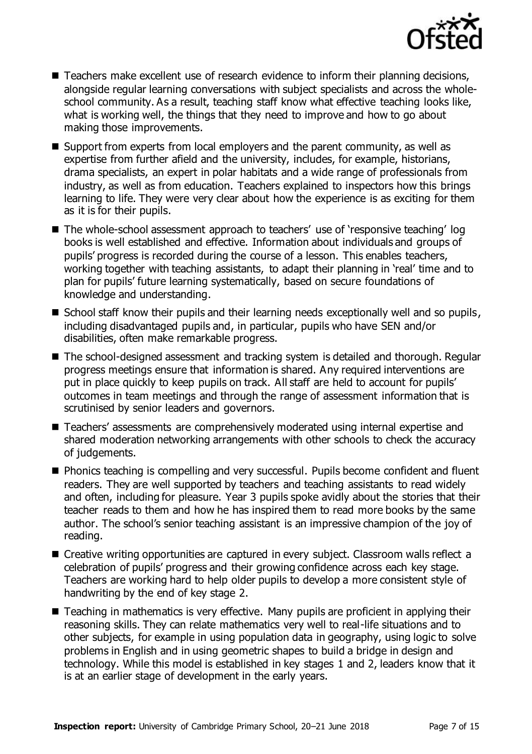- Teachers make excellent use of research evidence to inform their planning decisions, alongside regular learning conversations with subject specialists and across the whole-school community. As a result, teaching staff know what effective teaching looks like, what is working well, the things that they need to improve and how to go about making those improvements.
- Support from experts from local employers and the parent community, as well as expertise from further afield and the university, includes, for example, historians, drama specialists, an expert in polar habitats and a wide range of professionals from industry, as well as from education. Teachers explained to inspectors how this brings learning to life. They were very clear about how the experience is as exciting for them as it is for their pupils.
- The whole-school assessment approach to teachers' use of 'responsive teaching' log books is well established and effective. Information about individuals and groups of pupils' progress is recorded during the course of a lesson. This enables teachers, working together with teaching assistants, to adapt their planning in 'real' time and to plan for pupils' future learning systematically, based on secure foundations of knowledge and understanding.
- School staff know their pupils and their learning needs exceptionally well and so pupils, including disadvantaged pupils and, in particular, pupils who have SEN and/or disabilities, often make remarkable progress.
- The school-designed assessment and tracking system is detailed and thorough. Regular progress meetings ensure that information is shared. Any required interventions are put in place quickly to keep pupils on track. All staff are held to account for pupils' outcomes in team meetings and through the range of assessment information that is scrutinised by senior leaders and governors.
- Teachers' assessments are comprehensively moderated using internal expertise and shared moderation networking arrangements with other schools to check the accuracy of judgements.
- Phonics teaching is compelling and very successful. Pupils become confident and fluent readers. They are well supported by teachers and teaching assistants to read widely and often, including for pleasure. Year 3 pupils spoke avidly about the stories that their teacher reads to them and how he has inspired them to read more books by the same author. The school's senior teaching assistant is an impressive champion of the joy of reading.
- Creative writing opportunities are captured in every subject. Classroom walls reflect a celebration of pupils' progress and their growing confidence across each key stage. Teachers are working hard to help older pupils to develop a more consistent style of handwriting by the end of key stage 2.
- Teaching in mathematics is very effective. Many pupils are proficient in applying their reasoning skills. They can relate mathematics very well to real-life situations and to other subjects, for example in using population data in geography, using logic to solve problems in English and in using geometric shapes to build a bridge in design and technology. While this model is established in key stages 1 and 2, leaders know that it is at an earlier stage of development in the early years.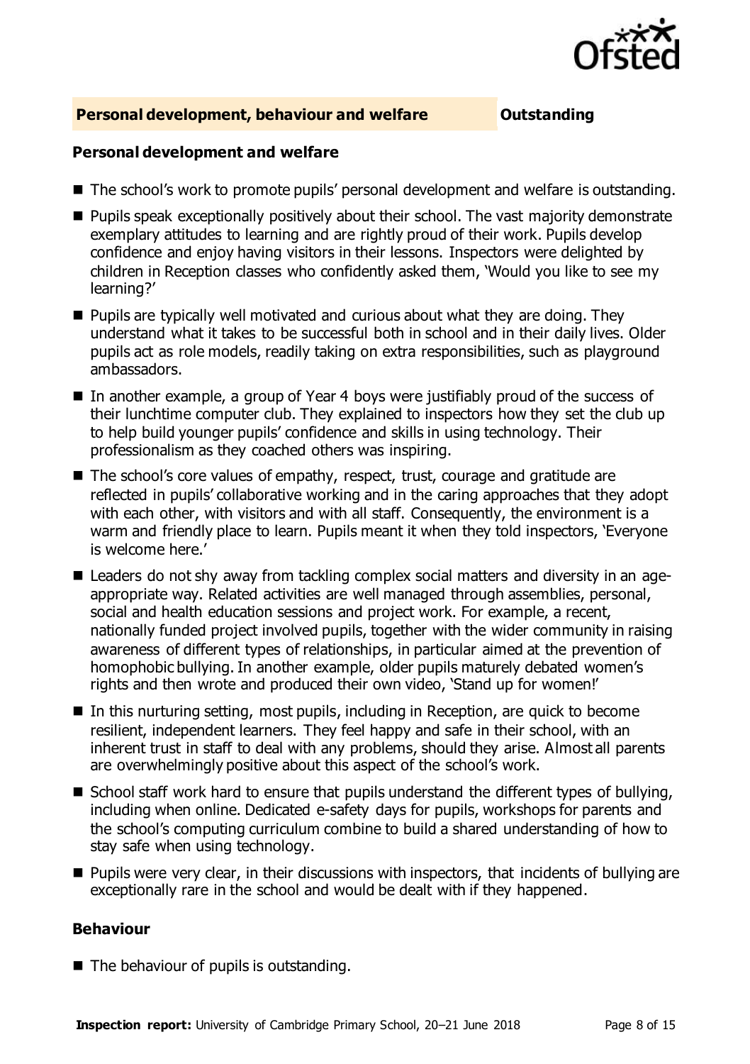## Personal development, behaviour and welfare — Outstanding

### Personal development and welfare

- The school's work to promote pupils' personal development and welfare is outstanding.
- Pupils speak exceptionally positively about their school. The vast majority demonstrate exemplary attitudes to learning and are rightly proud of their work. Pupils develop confidence and enjoy having visitors in their lessons. Inspectors were delighted by children in Reception classes who confidently asked them, 'Would you like to see my learning?'
- Pupils are typically well motivated and curious about what they are doing. They understand what it takes to be successful both in school and in their daily lives. Older pupils act as role models, readily taking on extra responsibilities, such as playground ambassadors.
- In another example, a group of Year 4 boys were justifiably proud of the success of their lunchtime computer club. They explained to inspectors how they set the club up to help build younger pupils' confidence and skills in using technology. Their professionalism as they coached others was inspiring.
- The school's core values of empathy, respect, trust, courage and gratitude are reflected in pupils' collaborative working and in the caring approaches that they adopt with each other, with visitors and with all staff. Consequently, the environment is a warm and friendly place to learn. Pupils meant it when they told inspectors, 'Everyone is welcome here.'
- Leaders do not shy away from tackling complex social matters and diversity in an age-appropriate way. Related activities are well managed through assemblies, personal, social and health education sessions and project work. For example, a recent, nationally funded project involved pupils, together with the wider community in raising awareness of different types of relationships, in particular aimed at the prevention of homophobic bullying. In another example, older pupils maturely debated women's rights and then wrote and produced their own video, 'Stand up for women!'
- In this nurturing setting, most pupils, including in Reception, are quick to become resilient, independent learners. They feel happy and safe in their school, with an inherent trust in staff to deal with any problems, should they arise. Almost all parents are overwhelmingly positive about this aspect of the school's work.
- School staff work hard to ensure that pupils understand the different types of bullying, including when online. Dedicated e-safety days for pupils, workshops for parents and the school's computing curriculum combine to build a shared understanding of how to stay safe when using technology.
- Pupils were very clear, in their discussions with inspectors, that incidents of bullying are exceptionally rare in the school and would be dealt with if they happened.

### Behaviour

- The behaviour of pupils is outstanding.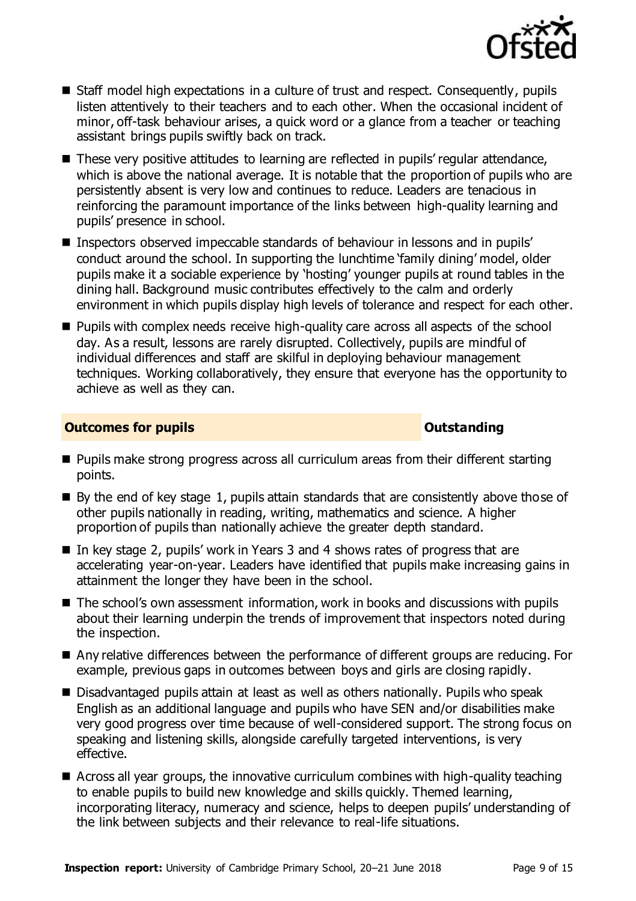- Staff model high expectations in a culture of trust and respect. Consequently, pupils listen attentively to their teachers and to each other. When the occasional incident of minor, off-task behaviour arises, a quick word or a glance from a teacher or teaching assistant brings pupils swiftly back on track.
- These very positive attitudes to learning are reflected in pupils' regular attendance, which is above the national average. It is notable that the proportion of pupils who are persistently absent is very low and continues to reduce. Leaders are tenacious in reinforcing the paramount importance of the links between high-quality learning and pupils' presence in school.
- Inspectors observed impeccable standards of behaviour in lessons and in pupils' conduct around the school. In supporting the lunchtime 'family dining' model, older pupils make it a sociable experience by 'hosting' younger pupils at round tables in the dining hall. Background music contributes effectively to the calm and orderly environment in which pupils display high levels of tolerance and respect for each other.
- Pupils with complex needs receive high-quality care across all aspects of the school day. As a result, lessons are rarely disrupted. Collectively, pupils are mindful of individual differences and staff are skilful in deploying behaviour management techniques. Working collaboratively, they ensure that everyone has the opportunity to achieve as well as they can.

## Outcomes for pupils — Outstanding

- Pupils make strong progress across all curriculum areas from their different starting points.
- By the end of key stage 1, pupils attain standards that are consistently above those of other pupils nationally in reading, writing, mathematics and science. A higher proportion of pupils than nationally achieve the greater depth standard.
- In key stage 2, pupils' work in Years 3 and 4 shows rates of progress that are accelerating year-on-year. Leaders have identified that pupils make increasing gains in attainment the longer they have been in the school.
- The school's own assessment information, work in books and discussions with pupils about their learning underpin the trends of improvement that inspectors noted during the inspection.
- Any relative differences between the performance of different groups are reducing. For example, previous gaps in outcomes between boys and girls are closing rapidly.
- Disadvantaged pupils attain at least as well as others nationally. Pupils who speak English as an additional language and pupils who have SEN and/or disabilities make very good progress over time because of well-considered support. The strong focus on speaking and listening skills, alongside carefully targeted interventions, is very effective.
- Across all year groups, the innovative curriculum combines with high-quality teaching to enable pupils to build new knowledge and skills quickly. Themed learning, incorporating literacy, numeracy and science, helps to deepen pupils' understanding of the link between subjects and their relevance to real-life situations.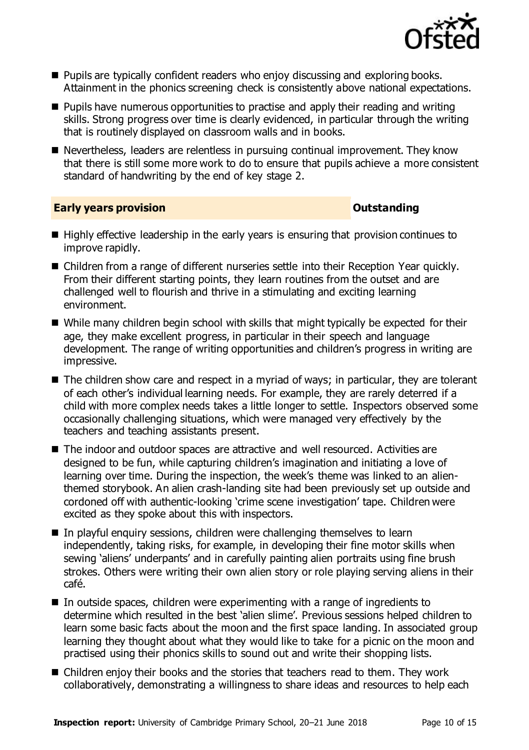- Pupils are typically confident readers who enjoy discussing and exploring books. Attainment in the phonics screening check is consistently above national expectations.
- Pupils have numerous opportunities to practise and apply their reading and writing skills. Strong progress over time is clearly evidenced, in particular through the writing that is routinely displayed on classroom walls and in books.
- Nevertheless, leaders are relentless in pursuing continual improvement. They know that there is still some more work to do to ensure that pupils achieve a more consistent standard of handwriting by the end of key stage 2.

## Early years provision — Outstanding

- Highly effective leadership in the early years is ensuring that provision continues to improve rapidly.
- Children from a range of different nurseries settle into their Reception Year quickly. From their different starting points, they learn routines from the outset and are challenged well to flourish and thrive in a stimulating and exciting learning environment.
- While many children begin school with skills that might typically be expected for their age, they make excellent progress, in particular in their speech and language development. The range of writing opportunities and children's progress in writing are impressive.
- The children show care and respect in a myriad of ways; in particular, they are tolerant of each other's individual learning needs. For example, they are rarely deterred if a child with more complex needs takes a little longer to settle. Inspectors observed some occasionally challenging situations, which were managed very effectively by the teachers and teaching assistants present.
- The indoor and outdoor spaces are attractive and well resourced. Activities are designed to be fun, while capturing children's imagination and initiating a love of learning over time. During the inspection, the week's theme was linked to an alien-themed storybook. An alien crash-landing site had been previously set up outside and cordoned off with authentic-looking 'crime scene investigation' tape. Children were excited as they spoke about this with inspectors.
- In playful enquiry sessions, children were challenging themselves to learn independently, taking risks, for example, in developing their fine motor skills when sewing 'aliens' underpants' and in carefully painting alien portraits using fine brush strokes. Others were writing their own alien story or role playing serving aliens in their café.
- In outside spaces, children were experimenting with a range of ingredients to determine which resulted in the best 'alien slime'. Previous sessions helped children to learn some basic facts about the moon and the first space landing. In associated group learning they thought about what they would like to take for a picnic on the moon and practised using their phonics skills to sound out and write their shopping lists.
- Children enjoy their books and the stories that teachers read to them. They work collaboratively, demonstrating a willingness to share ideas and resources to help each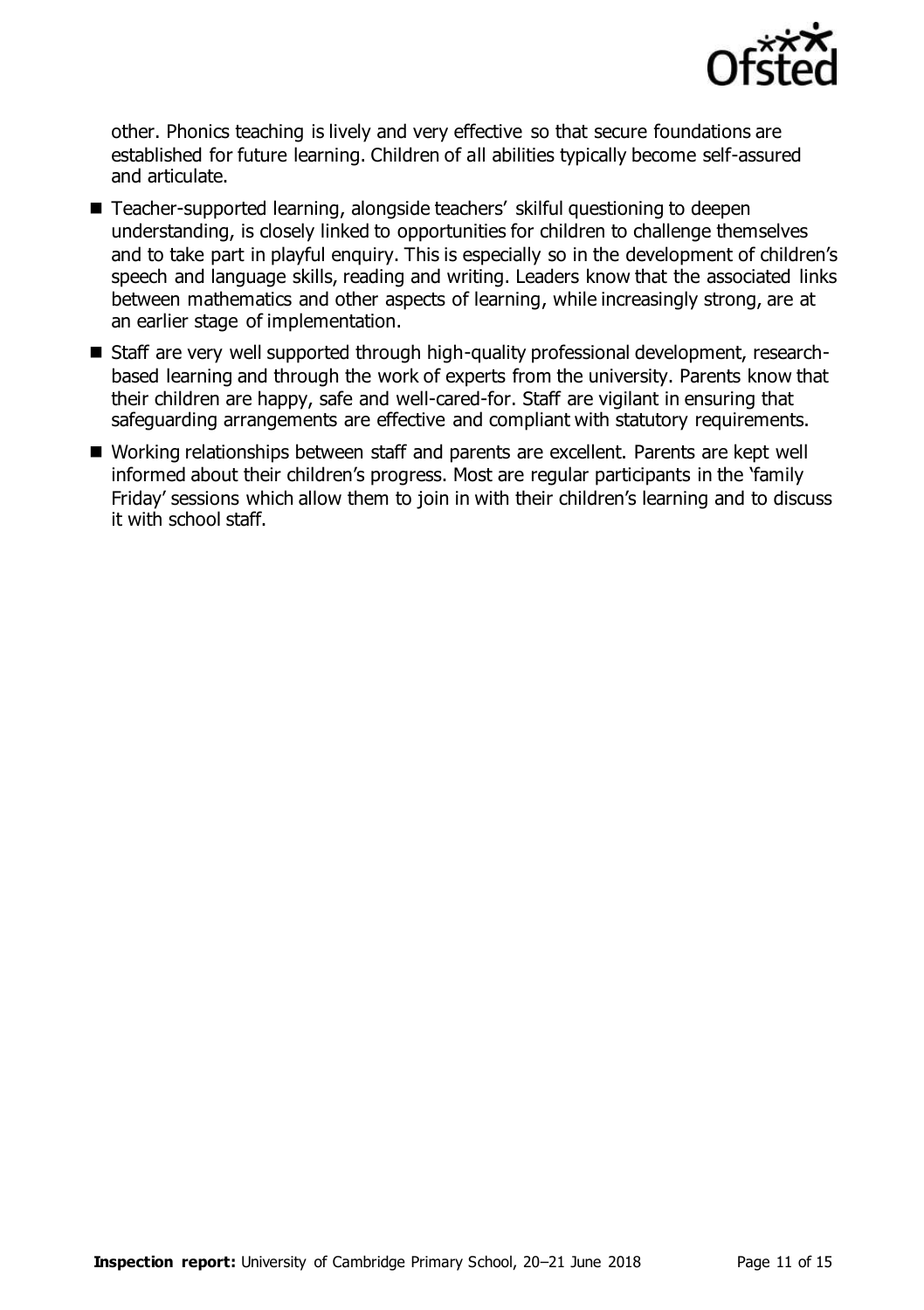other. Phonics teaching is lively and very effective so that secure foundations are established for future learning. Children of all abilities typically become self-assured and articulate.

- Teacher-supported learning, alongside teachers' skilful questioning to deepen understanding, is closely linked to opportunities for children to challenge themselves and to take part in playful enquiry. This is especially so in the development of children's speech and language skills, reading and writing. Leaders know that the associated links between mathematics and other aspects of learning, while increasingly strong, are at an earlier stage of implementation.
- Staff are very well supported through high-quality professional development, research-based learning and through the work of experts from the university. Parents know that their children are happy, safe and well-cared-for. Staff are vigilant in ensuring that safeguarding arrangements are effective and compliant with statutory requirements.
- Working relationships between staff and parents are excellent. Parents are kept well informed about their children's progress. Most are regular participants in the 'family Friday' sessions which allow them to join in with their children's learning and to discuss it with school staff.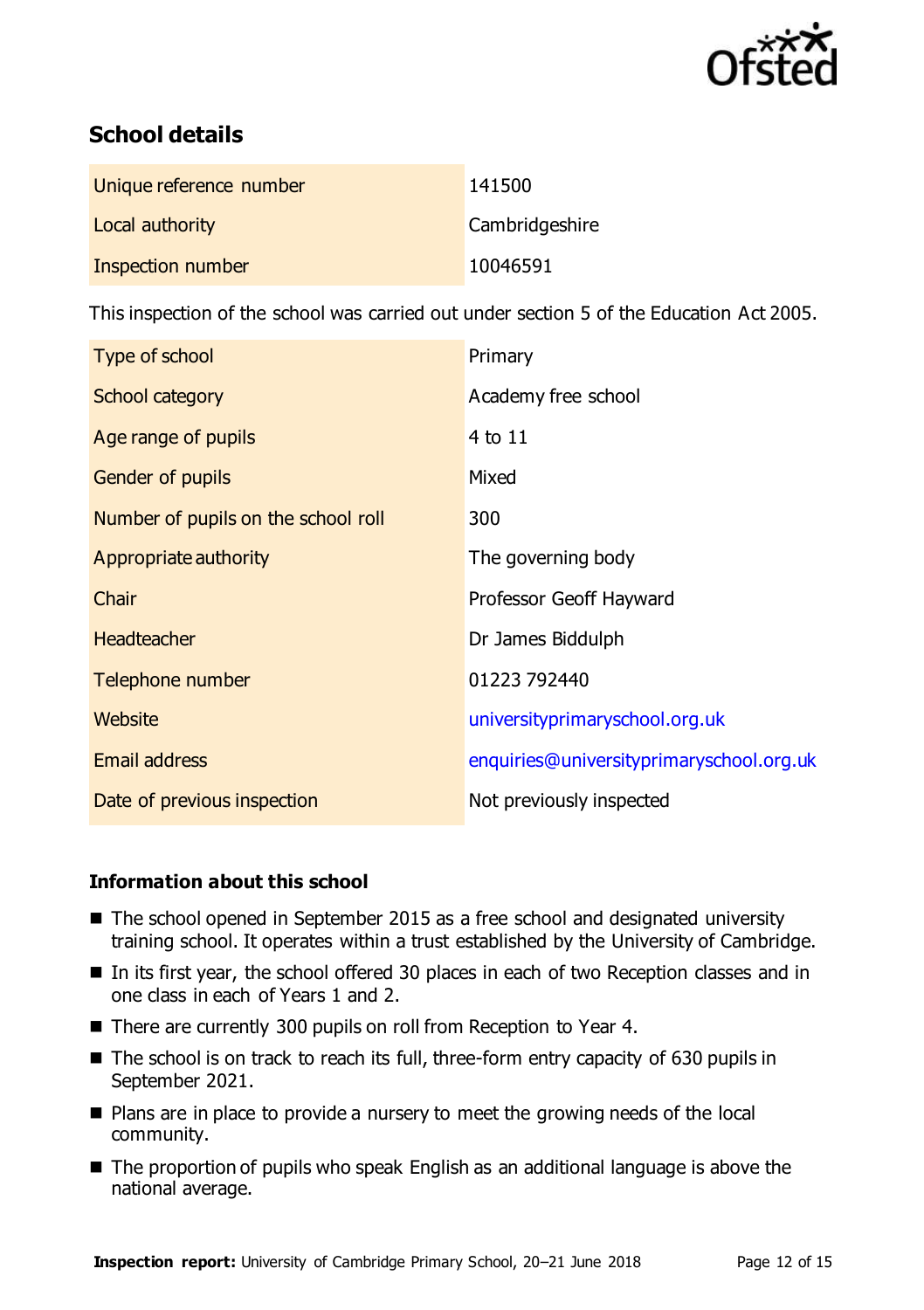## School details

| | |
|---|---|
| Unique reference number | 141500 |
| Local authority | Cambridgeshire |
| Inspection number | 10046591 |

This inspection of the school was carried out under section 5 of the Education Act 2005.

| | |
|---|---|
| Type of school | Primary |
| School category | Academy free school |
| Age range of pupils | 4 to 11 |
| Gender of pupils | Mixed |
| Number of pupils on the school roll | 300 |
| Appropriate authority | The governing body |
| Chair | Professor Geoff Hayward |
| Headteacher | Dr James Biddulph |
| Telephone number | 01223 792440 |
| Website | universityprimaryschool.org.uk |
| Email address | enquiries@universityprimaryschool.org.uk |
| Date of previous inspection | Not previously inspected |

### Information about this school

- The school opened in September 2015 as a free school and designated university training school. It operates within a trust established by the University of Cambridge.
- In its first year, the school offered 30 places in each of two Reception classes and in one class in each of Years 1 and 2.
- There are currently 300 pupils on roll from Reception to Year 4.
- The school is on track to reach its full, three-form entry capacity of 630 pupils in September 2021.
- Plans are in place to provide a nursery to meet the growing needs of the local community.
- The proportion of pupils who speak English as an additional language is above the national average.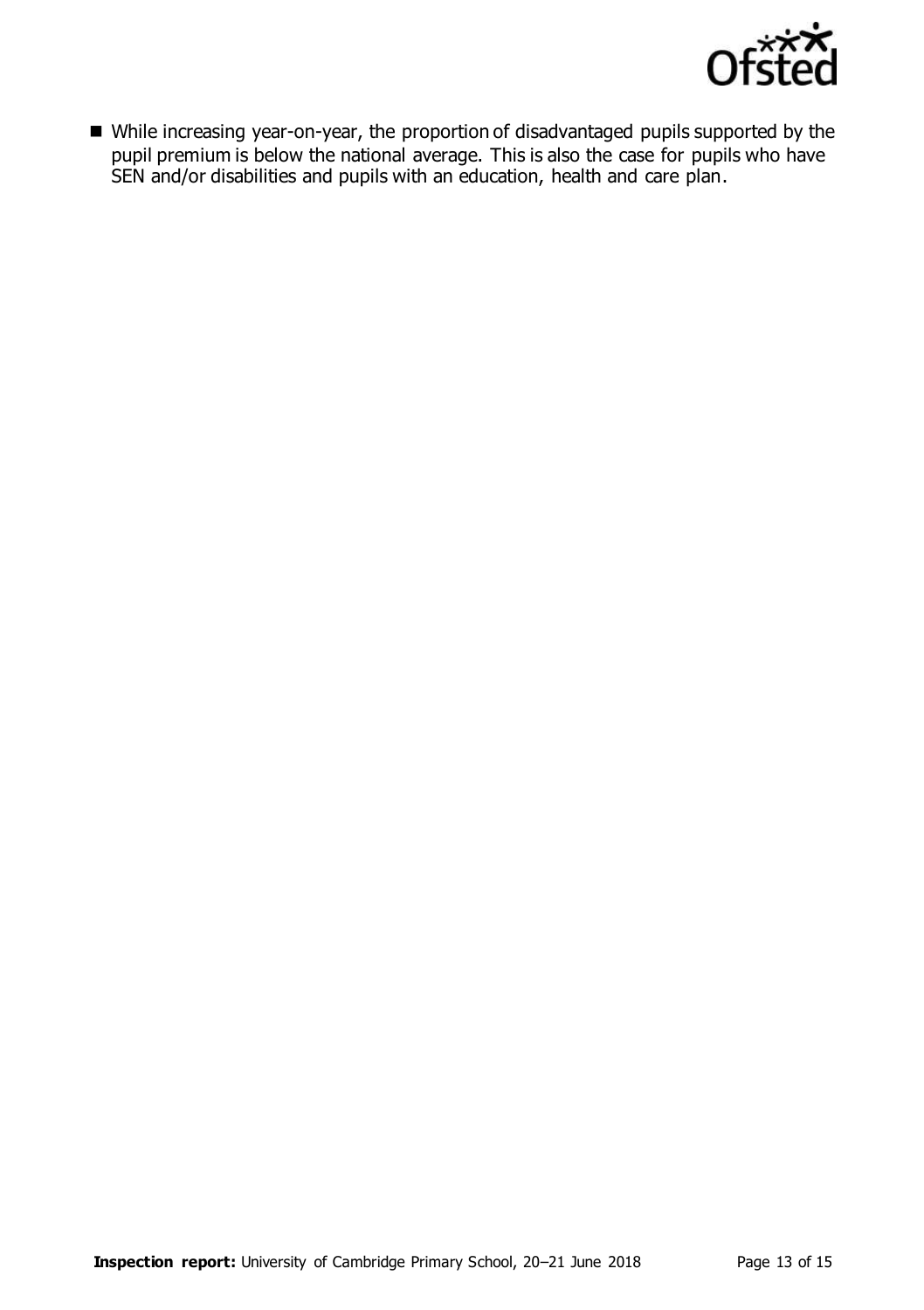- While increasing year-on-year, the proportion of disadvantaged pupils supported by the pupil premium is below the national average. This is also the case for pupils who have SEN and/or disabilities and pupils with an education, health and care plan.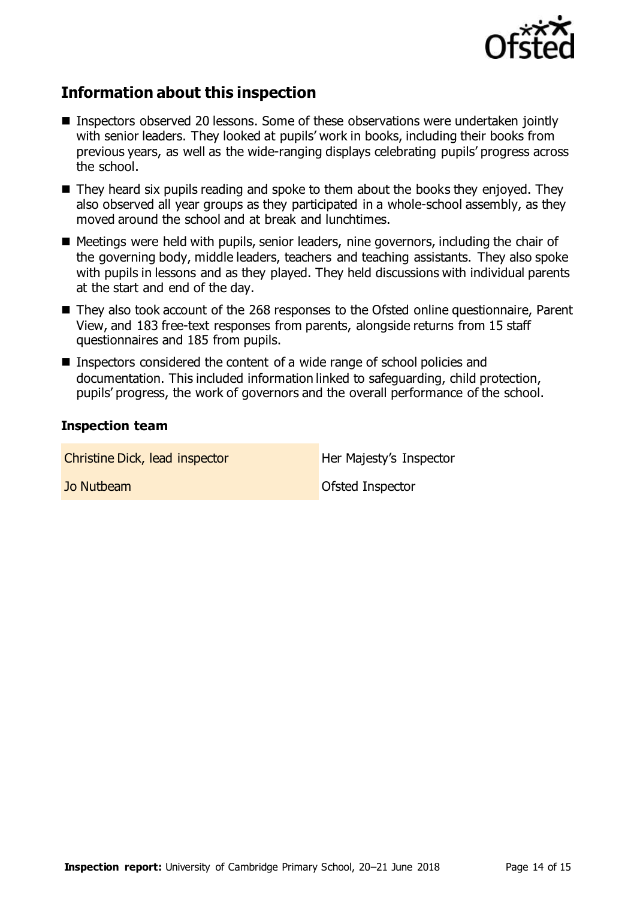## Information about this inspection

- Inspectors observed 20 lessons. Some of these observations were undertaken jointly with senior leaders. They looked at pupils' work in books, including their books from previous years, as well as the wide-ranging displays celebrating pupils' progress across the school.
- They heard six pupils reading and spoke to them about the books they enjoyed. They also observed all year groups as they participated in a whole-school assembly, as they moved around the school and at break and lunchtimes.
- Meetings were held with pupils, senior leaders, nine governors, including the chair of the governing body, middle leaders, teachers and teaching assistants. They also spoke with pupils in lessons and as they played. They held discussions with individual parents at the start and end of the day.
- They also took account of the 268 responses to the Ofsted online questionnaire, Parent View, and 183 free-text responses from parents, alongside returns from 15 staff questionnaires and 185 from pupils.
- Inspectors considered the content of a wide range of school policies and documentation. This included information linked to safeguarding, child protection, pupils' progress, the work of governors and the overall performance of the school.

### Inspection team

| | |
|---|---|
| Christine Dick, lead inspector | Her Majesty's Inspector |
| Jo Nutbeam | Ofsted Inspector |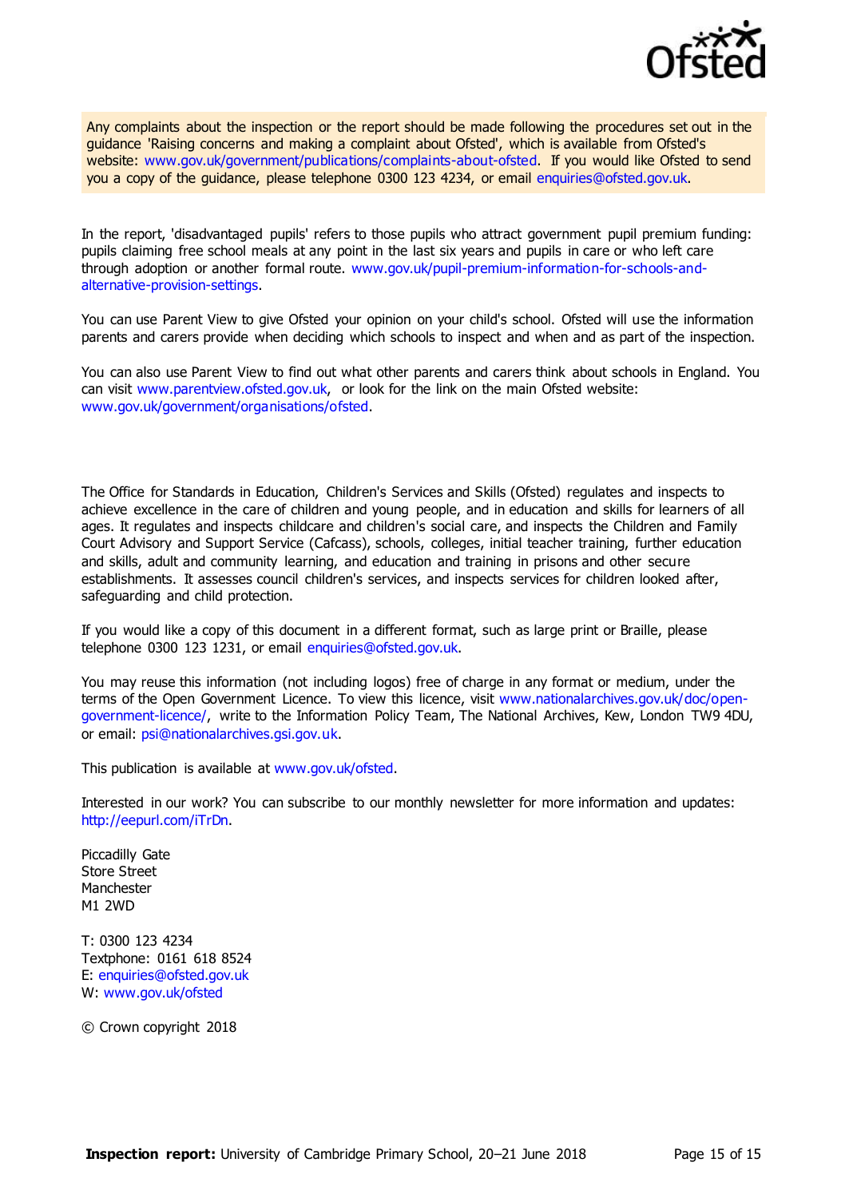Any complaints about the inspection or the report should be made following the procedures set out in the guidance 'Raising concerns and making a complaint about Ofsted', which is available from Ofsted's website: www.gov.uk/government/publications/complaints-about-ofsted. If you would like Ofsted to send you a copy of the guidance, please telephone 0300 123 4234, or email enquiries@ofsted.gov.uk.

In the report, 'disadvantaged pupils' refers to those pupils who attract government pupil premium funding: pupils claiming free school meals at any point in the last six years and pupils in care or who left care through adoption or another formal route. www.gov.uk/pupil-premium-information-for-schools-and-alternative-provision-settings.

You can use Parent View to give Ofsted your opinion on your child's school. Ofsted will use the information parents and carers provide when deciding which schools to inspect and when and as part of the inspection.

You can also use Parent View to find out what other parents and carers think about schools in England. You can visit www.parentview.ofsted.gov.uk, or look for the link on the main Ofsted website: www.gov.uk/government/organisations/ofsted.

The Office for Standards in Education, Children's Services and Skills (Ofsted) regulates and inspects to achieve excellence in the care of children and young people, and in education and skills for learners of all ages. It regulates and inspects childcare and children's social care, and inspects the Children and Family Court Advisory and Support Service (Cafcass), schools, colleges, initial teacher training, further education and skills, adult and community learning, and education and training in prisons and other secure establishments. It assesses council children's services, and inspects services for children looked after, safeguarding and child protection.

If you would like a copy of this document in a different format, such as large print or Braille, please telephone 0300 123 1231, or email enquiries@ofsted.gov.uk.

You may reuse this information (not including logos) free of charge in any format or medium, under the terms of the Open Government Licence. To view this licence, visit www.nationalarchives.gov.uk/doc/open-government-licence/, write to the Information Policy Team, The National Archives, Kew, London TW9 4DU, or email: psi@nationalarchives.gsi.gov.uk.

This publication is available at www.gov.uk/ofsted.

Interested in our work? You can subscribe to our monthly newsletter for more information and updates: http://eepurl.com/iTrDn.

Piccadilly Gate
Store Street
Manchester
M1 2WD

T: 0300 123 4234
Textphone: 0161 618 8524
E: enquiries@ofsted.gov.uk
W: www.gov.uk/ofsted

© Crown copyright 2018